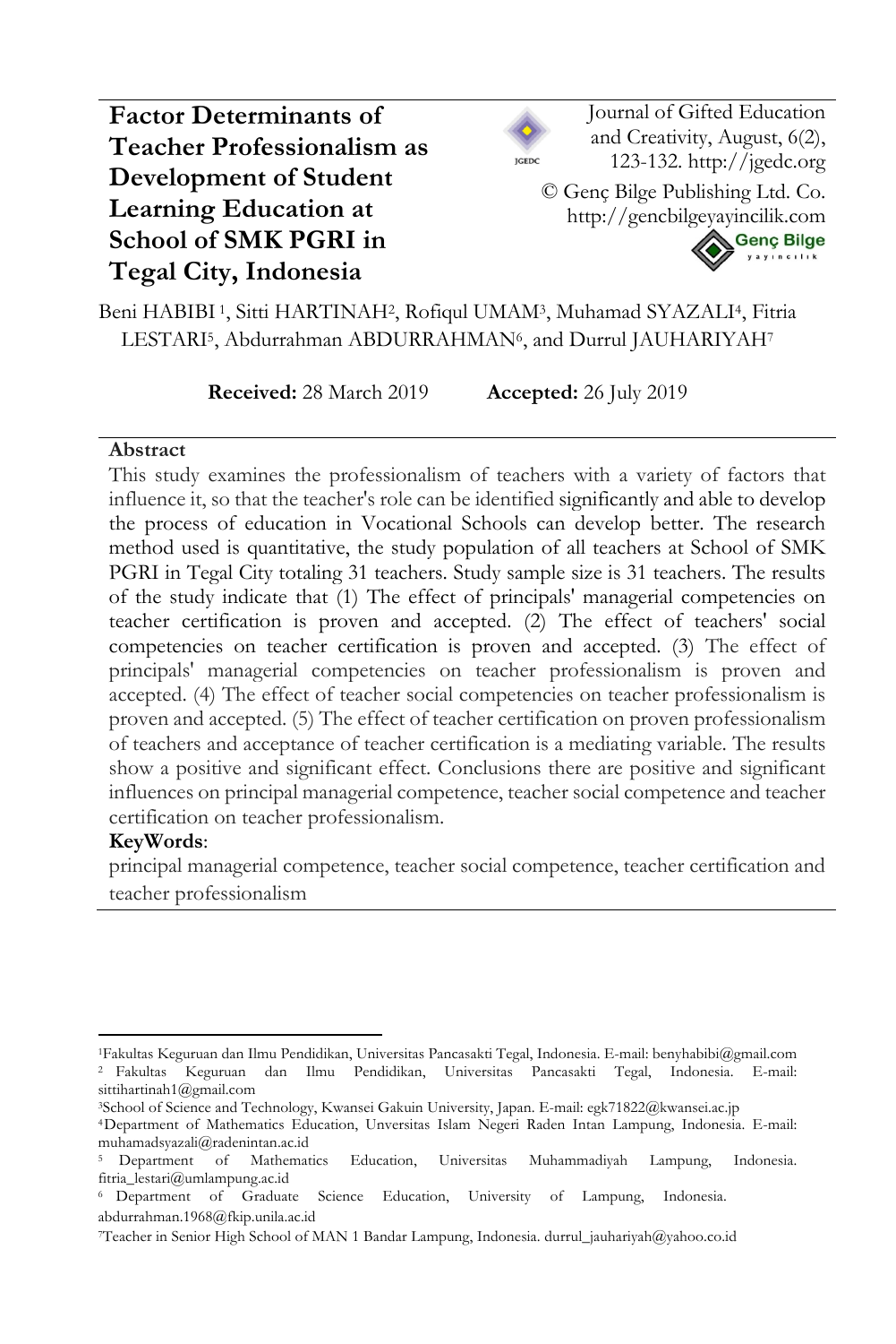# Factor Determinants of Teacher Professionalism as Development of Student Learning Education at School of SMK PGRI in Tegal City, Indonesia

Journal of Gifted Education and Creativity, August, 6(2), 123-132. http://jgedc.org

© Genç Bilge Publishing Ltd. Co. http://gencbilgeyayincilik.com

Beni HABIBI [1], Sitti HARTINAH[2], Rofiqul UMAM[3], Muhamad SYAZALI[4], Fitria LESTARI[5], Abdurrahman ABDURRAHMAN[6], and Durrul JAUHARIYAH[7]

**Received:** 28 March 2019 **Accepted:** 26 July 2019

## Abstract

This study examines the professionalism of teachers with a variety of factors that influence it, so that the teacher's role can be identified significantly and able to develop the process of education in Vocational Schools can develop better. The research method used is quantitative, the study population of all teachers at School of SMK PGRI in Tegal City totaling 31 teachers. Study sample size is 31 teachers. The results of the study indicate that (1) The effect of principals' managerial competencies on teacher certification is proven and accepted. (2) The effect of teachers' social competencies on teacher certification is proven and accepted. (3) The effect of principals' managerial competencies on teacher professionalism is proven and accepted. (4) The effect of teacher social competencies on teacher professionalism is proven and accepted. (5) The effect of teacher certification on proven professionalism of teachers and acceptance of teacher certification is a mediating variable. The results show a positive and significant effect. Conclusions there are positive and significant influences on principal managerial competence, teacher social competence and teacher certification on teacher professionalism.

**KeyWords**:

principal managerial competence, teacher social competence, teacher certification and teacher professionalism

---

[1]Fakultas Keguruan dan Ilmu Pendidikan, Universitas Pancasakti Tegal, Indonesia. E-mail: benyhabibi@gmail.com

[2] Fakultas Keguruan dan Ilmu Pendidikan, Universitas Pancasakti Tegal, Indonesia. E-mail: sittihartinah1@gmail.com

[3]School of Science and Technology, Kwansei Gakuin University, Japan. E-mail: egk71822@kwansei.ac.jp

[4]Department of Mathematics Education, Unversitas Islam Negeri Raden Intan Lampung, Indonesia. E-mail: muhamadsyazali@radenintan.ac.id

[5] Department of Mathematics Education, Universitas Muhammadiyah Lampung, Indonesia. fitria_lestari@umlampung.ac.id

[6] Department of Graduate Science Education, University of Lampung, Indonesia. abdurrahman.1968@fkip.unila.ac.id

[7]Teacher in Senior High School of MAN 1 Bandar Lampung, Indonesia. durrul_jauhariyah@yahoo.co.id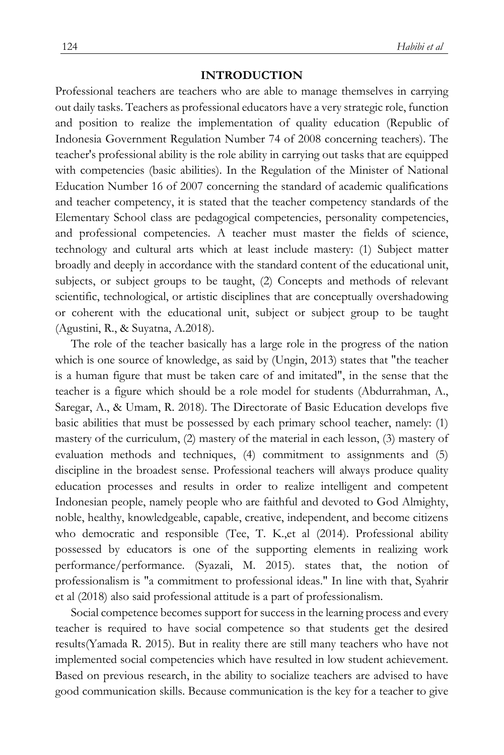## INTRODUCTION

Professional teachers are teachers who are able to manage themselves in carrying out daily tasks. Teachers as professional educators have a very strategic role, function and position to realize the implementation of quality education (Republic of Indonesia Government Regulation Number 74 of 2008 concerning teachers). The teacher's professional ability is the role ability in carrying out tasks that are equipped with competencies (basic abilities). In the Regulation of the Minister of National Education Number 16 of 2007 concerning the standard of academic qualifications and teacher competency, it is stated that the teacher competency standards of the Elementary School class are pedagogical competencies, personality competencies, and professional competencies. A teacher must master the fields of science, technology and cultural arts which at least include mastery: (1) Subject matter broadly and deeply in accordance with the standard content of the educational unit, subjects, or subject groups to be taught, (2) Concepts and methods of relevant scientific, technological, or artistic disciplines that are conceptually overshadowing or coherent with the educational unit, subject or subject group to be taught (Agustini, R., & Suyatna, A.2018).

The role of the teacher basically has a large role in the progress of the nation which is one source of knowledge, as said by (Ungin, 2013) states that "the teacher is a human figure that must be taken care of and imitated", in the sense that the teacher is a figure which should be a role model for students (Abdurrahman, A., Saregar, A., & Umam, R. 2018). The Directorate of Basic Education develops five basic abilities that must be possessed by each primary school teacher, namely: (1) mastery of the curriculum, (2) mastery of the material in each lesson, (3) mastery of evaluation methods and techniques, (4) commitment to assignments and (5) discipline in the broadest sense. Professional teachers will always produce quality education processes and results in order to realize intelligent and competent Indonesian people, namely people who are faithful and devoted to God Almighty, noble, healthy, knowledgeable, capable, creative, independent, and become citizens who democratic and responsible (Tee, T. K.,et al (2014). Professional ability possessed by educators is one of the supporting elements in realizing work performance/performance. (Syazali, M. 2015). states that, the notion of professionalism is "a commitment to professional ideas." In line with that, Syahrir et al (2018) also said professional attitude is a part of professionalism.

Social competence becomes support for success in the learning process and every teacher is required to have social competence so that students get the desired results(Yamada R. 2015). But in reality there are still many teachers who have not implemented social competencies which have resulted in low student achievement. Based on previous research, in the ability to socialize teachers are advised to have good communication skills. Because communication is the key for a teacher to give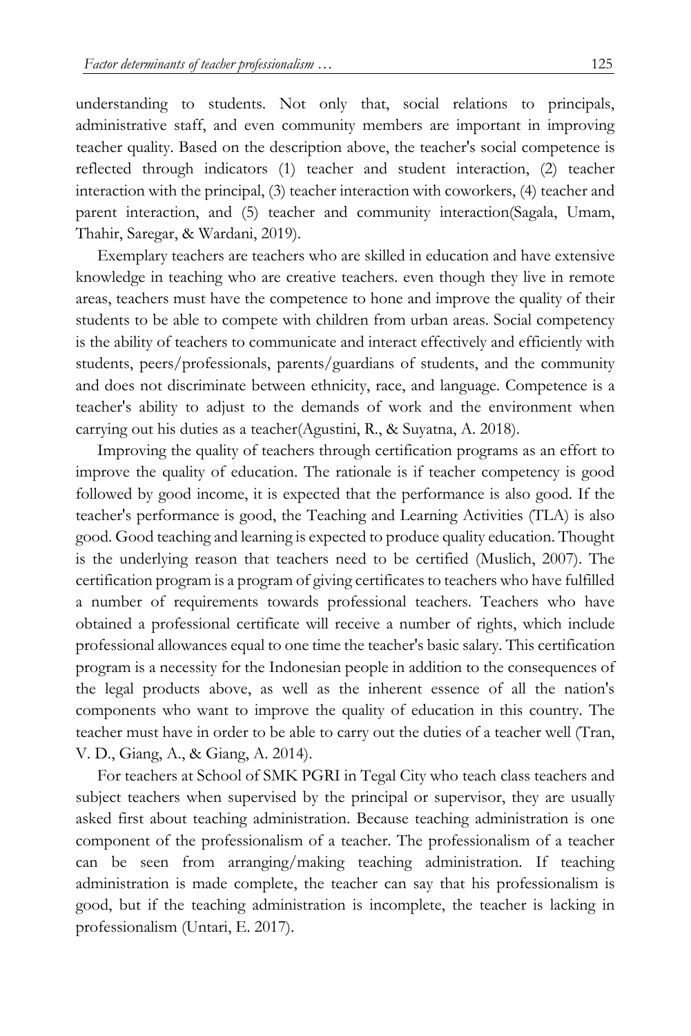understanding to students. Not only that, social relations to principals, administrative staff, and even community members are important in improving teacher quality. Based on the description above, the teacher's social competence is reflected through indicators (1) teacher and student interaction, (2) teacher interaction with the principal, (3) teacher interaction with coworkers, (4) teacher and parent interaction, and (5) teacher and community interaction(Sagala, Umam, Thahir, Saregar, & Wardani, 2019).

Exemplary teachers are teachers who are skilled in education and have extensive knowledge in teaching who are creative teachers. even though they live in remote areas, teachers must have the competence to hone and improve the quality of their students to be able to compete with children from urban areas. Social competency is the ability of teachers to communicate and interact effectively and efficiently with students, peers/professionals, parents/guardians of students, and the community and does not discriminate between ethnicity, race, and language. Competence is a teacher's ability to adjust to the demands of work and the environment when carrying out his duties as a teacher(Agustini, R., & Suyatna, A. 2018).

Improving the quality of teachers through certification programs as an effort to improve the quality of education. The rationale is if teacher competency is good followed by good income, it is expected that the performance is also good. If the teacher's performance is good, the Teaching and Learning Activities (TLA) is also good. Good teaching and learning is expected to produce quality education. Thought is the underlying reason that teachers need to be certified (Muslich, 2007). The certification program is a program of giving certificates to teachers who have fulfilled a number of requirements towards professional teachers. Teachers who have obtained a professional certificate will receive a number of rights, which include professional allowances equal to one time the teacher's basic salary. This certification program is a necessity for the Indonesian people in addition to the consequences of the legal products above, as well as the inherent essence of all the nation's components who want to improve the quality of education in this country. The teacher must have in order to be able to carry out the duties of a teacher well (Tran, V. D., Giang, A., & Giang, A. 2014).

For teachers at School of SMK PGRI in Tegal City who teach class teachers and subject teachers when supervised by the principal or supervisor, they are usually asked first about teaching administration. Because teaching administration is one component of the professionalism of a teacher. The professionalism of a teacher can be seen from arranging/making teaching administration. If teaching administration is made complete, the teacher can say that his professionalism is good, but if the teaching administration is incomplete, the teacher is lacking in professionalism (Untari, E. 2017).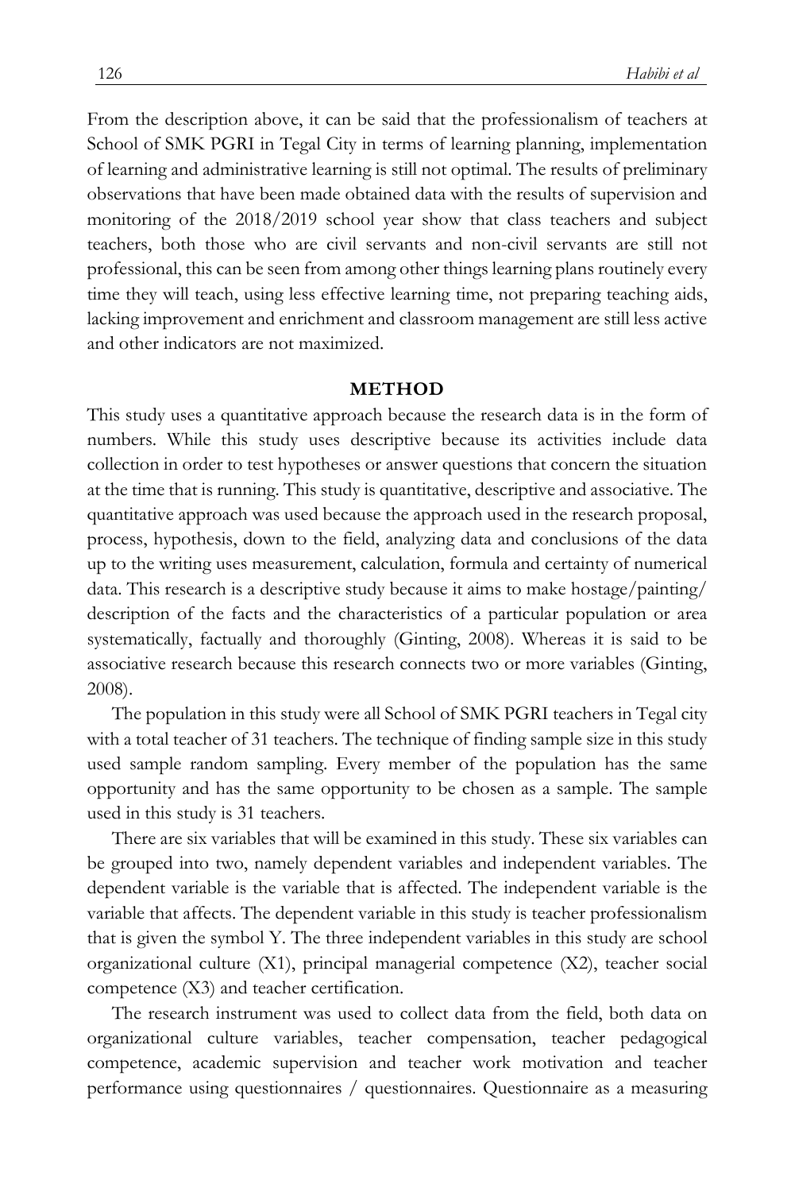From the description above, it can be said that the professionalism of teachers at School of SMK PGRI in Tegal City in terms of learning planning, implementation of learning and administrative learning is still not optimal. The results of preliminary observations that have been made obtained data with the results of supervision and monitoring of the 2018/2019 school year show that class teachers and subject teachers, both those who are civil servants and non-civil servants are still not professional, this can be seen from among other things learning plans routinely every time they will teach, using less effective learning time, not preparing teaching aids, lacking improvement and enrichment and classroom management are still less active and other indicators are not maximized.

## METHOD

This study uses a quantitative approach because the research data is in the form of numbers. While this study uses descriptive because its activities include data collection in order to test hypotheses or answer questions that concern the situation at the time that is running. This study is quantitative, descriptive and associative. The quantitative approach was used because the approach used in the research proposal, process, hypothesis, down to the field, analyzing data and conclusions of the data up to the writing uses measurement, calculation, formula and certainty of numerical data. This research is a descriptive study because it aims to make hostage/painting/ description of the facts and the characteristics of a particular population or area systematically, factually and thoroughly (Ginting, 2008). Whereas it is said to be associative research because this research connects two or more variables (Ginting, 2008).

The population in this study were all School of SMK PGRI teachers in Tegal city with a total teacher of 31 teachers. The technique of finding sample size in this study used sample random sampling. Every member of the population has the same opportunity and has the same opportunity to be chosen as a sample. The sample used in this study is 31 teachers.

There are six variables that will be examined in this study. These six variables can be grouped into two, namely dependent variables and independent variables. The dependent variable is the variable that is affected. The independent variable is the variable that affects. The dependent variable in this study is teacher professionalism that is given the symbol Y. The three independent variables in this study are school organizational culture (X1), principal managerial competence (X2), teacher social competence (X3) and teacher certification.

The research instrument was used to collect data from the field, both data on organizational culture variables, teacher compensation, teacher pedagogical competence, academic supervision and teacher work motivation and teacher performance using questionnaires / questionnaires. Questionnaire as a measuring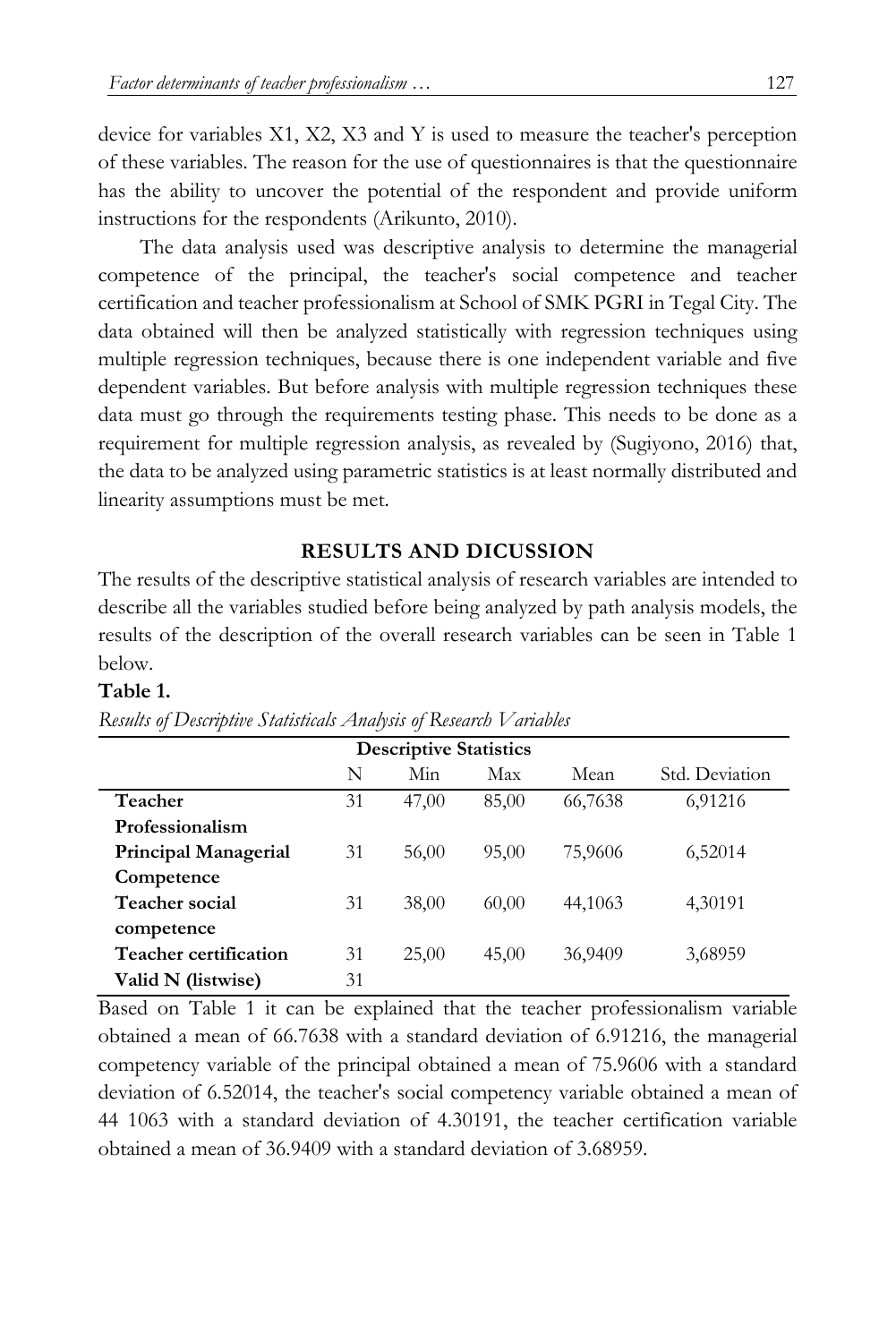device for variables X1, X2, X3 and Y is used to measure the teacher's perception of these variables. The reason for the use of questionnaires is that the questionnaire has the ability to uncover the potential of the respondent and provide uniform instructions for the respondents (Arikunto, 2010).

The data analysis used was descriptive analysis to determine the managerial competence of the principal, the teacher's social competence and teacher certification and teacher professionalism at School of SMK PGRI in Tegal City. The data obtained will then be analyzed statistically with regression techniques using multiple regression techniques, because there is one independent variable and five dependent variables. But before analysis with multiple regression techniques these data must go through the requirements testing phase. This needs to be done as a requirement for multiple regression analysis, as revealed by (Sugiyono, 2016) that, the data to be analyzed using parametric statistics is at least normally distributed and linearity assumptions must be met.

## RESULTS AND DICUSSION

The results of the descriptive statistical analysis of research variables are intended to describe all the variables studied before being analyzed by path analysis models, the results of the description of the overall research variables can be seen in Table 1 below.

**Table 1.**

*Results of Descriptive Statisticals Analysis of Research Variables*

| Descriptive Statistics | | | | | |
|---|---|---|---|---|---|
| | N | Min | Max | Mean | Std. Deviation |
| **Teacher Professionalism** | 31 | 47,00 | 85,00 | 66,7638 | 6,91216 |
| **Principal Managerial Competence** | 31 | 56,00 | 95,00 | 75,9606 | 6,52014 |
| **Teacher social competence** | 31 | 38,00 | 60,00 | 44,1063 | 4,30191 |
| **Teacher certification** | 31 | 25,00 | 45,00 | 36,9409 | 3,68959 |
| **Valid N (listwise)** | 31 | | | | |

Based on Table 1 it can be explained that the teacher professionalism variable obtained a mean of 66.7638 with a standard deviation of 6.91216, the managerial competency variable of the principal obtained a mean of 75.9606 with a standard deviation of 6.52014, the teacher's social competency variable obtained a mean of 44 1063 with a standard deviation of 4.30191, the teacher certification variable obtained a mean of 36.9409 with a standard deviation of 3.68959.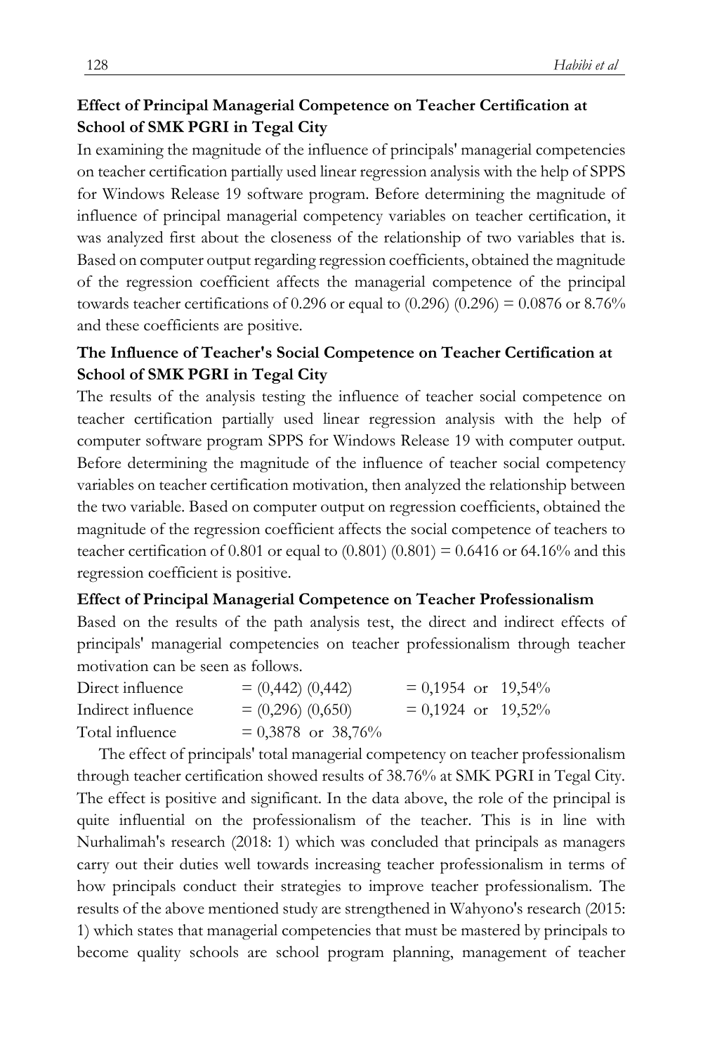### Effect of Principal Managerial Competence on Teacher Certification at School of SMK PGRI in Tegal City

In examining the magnitude of the influence of principals' managerial competencies on teacher certification partially used linear regression analysis with the help of SPPS for Windows Release 19 software program. Before determining the magnitude of influence of principal managerial competency variables on teacher certification, it was analyzed first about the closeness of the relationship of two variables that is. Based on computer output regarding regression coefficients, obtained the magnitude of the regression coefficient affects the managerial competence of the principal towards teacher certifications of 0.296 or equal to (0.296) (0.296) = 0.0876 or 8.76% and these coefficients are positive.

### The Influence of Teacher's Social Competence on Teacher Certification at School of SMK PGRI in Tegal City

The results of the analysis testing the influence of teacher social competence on teacher certification partially used linear regression analysis with the help of computer software program SPPS for Windows Release 19 with computer output. Before determining the magnitude of the influence of teacher social competency variables on teacher certification motivation, then analyzed the relationship between the two variable. Based on computer output on regression coefficients, obtained the magnitude of the regression coefficient affects the social competence of teachers to teacher certification of 0.801 or equal to (0.801) (0.801) = 0.6416 or 64.16% and this regression coefficient is positive.

### Effect of Principal Managerial Competence on Teacher Professionalism

Based on the results of the path analysis test, the direct and indirect effects of principals' managerial competencies on teacher professionalism through teacher motivation can be seen as follows.

| | | |
|---|---|---|
| Direct influence | = (0,442) (0,442) | = 0,1954 or 19,54% |
| Indirect influence | = (0,296) (0,650) | = 0,1924 or 19,52% |
| Total influence | = 0,3878 or 38,76% | |

The effect of principals' total managerial competency on teacher professionalism through teacher certification showed results of 38.76% at SMK PGRI in Tegal City. The effect is positive and significant. In the data above, the role of the principal is quite influential on the professionalism of the teacher. This is in line with Nurhalimah's research (2018: 1) which was concluded that principals as managers carry out their duties well towards increasing teacher professionalism in terms of how principals conduct their strategies to improve teacher professionalism. The results of the above mentioned study are strengthened in Wahyono's research (2015: 1) which states that managerial competencies that must be mastered by principals to become quality schools are school program planning, management of teacher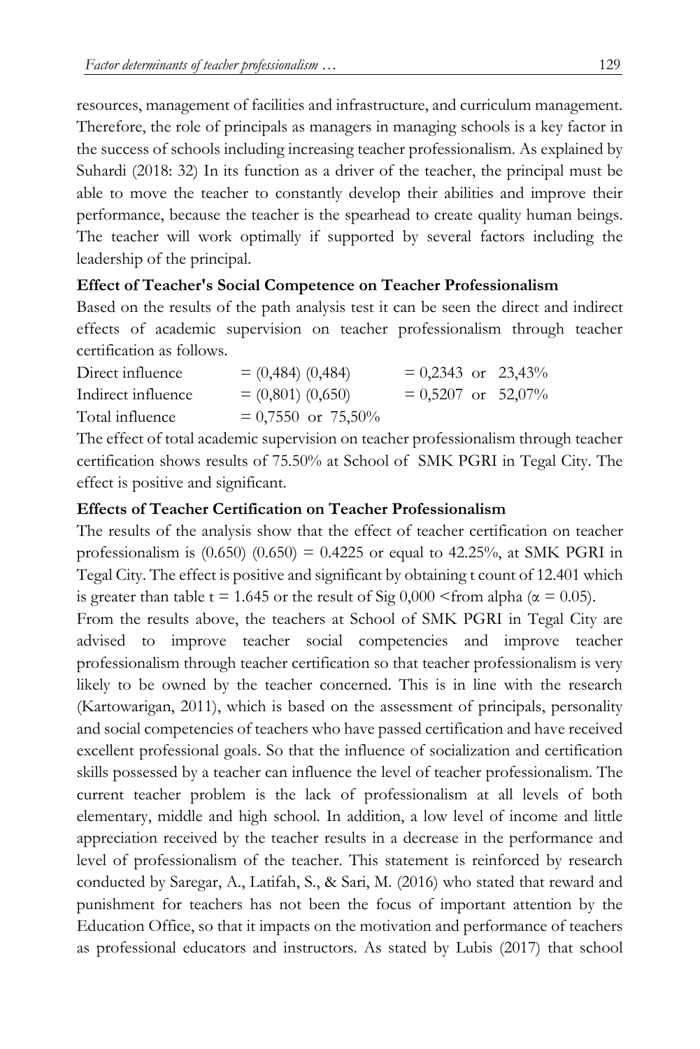resources, management of facilities and infrastructure, and curriculum management. Therefore, the role of principals as managers in managing schools is a key factor in the success of schools including increasing teacher professionalism. As explained by Suhardi (2018: 32) In its function as a driver of the teacher, the principal must be able to move the teacher to constantly develop their abilities and improve their performance, because the teacher is the spearhead to create quality human beings. The teacher will work optimally if supported by several factors including the leadership of the principal.

**Effect of Teacher's Social Competence on Teacher Professionalism**

Based on the results of the path analysis test it can be seen the direct and indirect effects of academic supervision on teacher professionalism through teacher certification as follows.

| | | |
|---|---|---|
| Direct influence | = (0,484) (0,484) | = 0,2343 or 23,43% |
| Indirect influence | = (0,801) (0,650) | = 0,5207 or 52,07% |
| Total influence | = 0,7550 or 75,50% | |

The effect of total academic supervision on teacher professionalism through teacher certification shows results of 75.50% at School of SMK PGRI in Tegal City. The effect is positive and significant.

**Effects of Teacher Certification on Teacher Professionalism**

The results of the analysis show that the effect of teacher certification on teacher professionalism is (0.650) (0.650) = 0.4225 or equal to 42.25%, at SMK PGRI in Tegal City. The effect is positive and significant by obtaining t count of 12.401 which is greater than table t = 1.645 or the result of Sig 0,000 <from alpha ($\alpha = 0.05$).

From the results above, the teachers at School of SMK PGRI in Tegal City are advised to improve teacher social competencies and improve teacher professionalism through teacher certification so that teacher professionalism is very likely to be owned by the teacher concerned. This is in line with the research (Kartowarigan, 2011), which is based on the assessment of principals, personality and social competencies of teachers who have passed certification and have received excellent professional goals. So that the influence of socialization and certification skills possessed by a teacher can influence the level of teacher professionalism. The current teacher problem is the lack of professionalism at all levels of both elementary, middle and high school. In addition, a low level of income and little appreciation received by the teacher results in a decrease in the performance and level of professionalism of the teacher. This statement is reinforced by research conducted by Saregar, A., Latifah, S., & Sari, M. (2016) who stated that reward and punishment for teachers has not been the focus of important attention by the Education Office, so that it impacts on the motivation and performance of teachers as professional educators and instructors. As stated by Lubis (2017) that school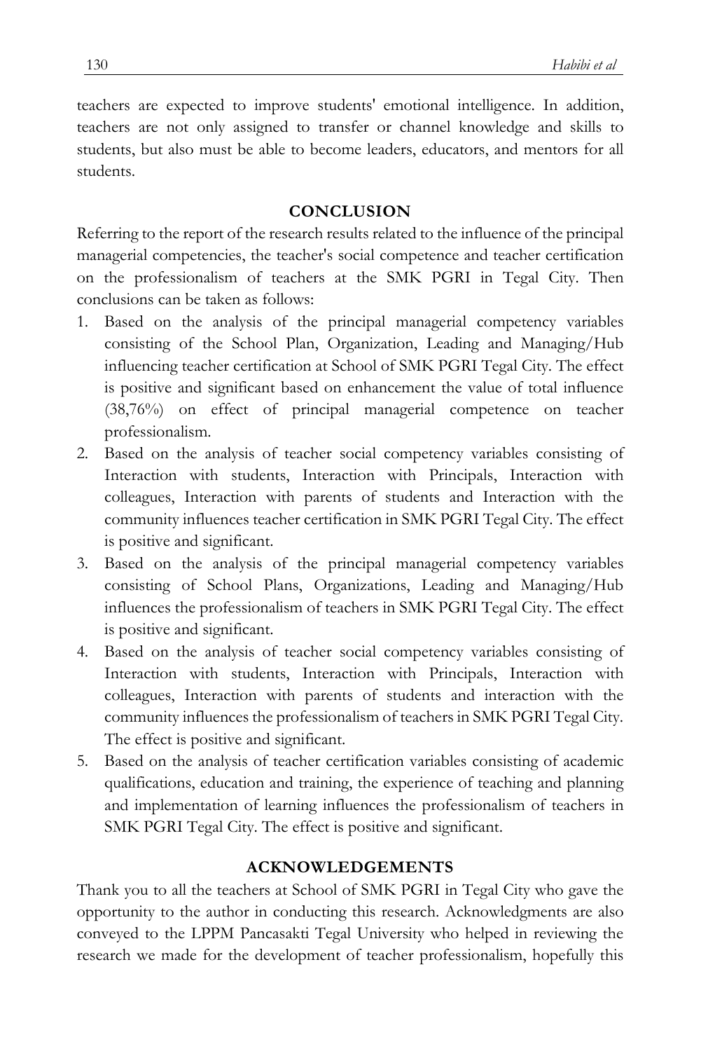teachers are expected to improve students' emotional intelligence. In addition, teachers are not only assigned to transfer or channel knowledge and skills to students, but also must be able to become leaders, educators, and mentors for all students.

## CONCLUSION

Referring to the report of the research results related to the influence of the principal managerial competencies, the teacher's social competence and teacher certification on the professionalism of teachers at the SMK PGRI in Tegal City. Then conclusions can be taken as follows:

1. Based on the analysis of the principal managerial competency variables consisting of the School Plan, Organization, Leading and Managing/Hub influencing teacher certification at School of SMK PGRI Tegal City. The effect is positive and significant based on enhancement the value of total influence (38,76%) on effect of principal managerial competence on teacher professionalism.
2. Based on the analysis of teacher social competency variables consisting of Interaction with students, Interaction with Principals, Interaction with colleagues, Interaction with parents of students and Interaction with the community influences teacher certification in SMK PGRI Tegal City. The effect is positive and significant.
3. Based on the analysis of the principal managerial competency variables consisting of School Plans, Organizations, Leading and Managing/Hub influences the professionalism of teachers in SMK PGRI Tegal City. The effect is positive and significant.
4. Based on the analysis of teacher social competency variables consisting of Interaction with students, Interaction with Principals, Interaction with colleagues, Interaction with parents of students and interaction with the community influences the professionalism of teachers in SMK PGRI Tegal City. The effect is positive and significant.
5. Based on the analysis of teacher certification variables consisting of academic qualifications, education and training, the experience of teaching and planning and implementation of learning influences the professionalism of teachers in SMK PGRI Tegal City. The effect is positive and significant.

## ACKNOWLEDGEMENTS

Thank you to all the teachers at School of SMK PGRI in Tegal City who gave the opportunity to the author in conducting this research. Acknowledgments are also conveyed to the LPPM Pancasakti Tegal University who helped in reviewing the research we made for the development of teacher professionalism, hopefully this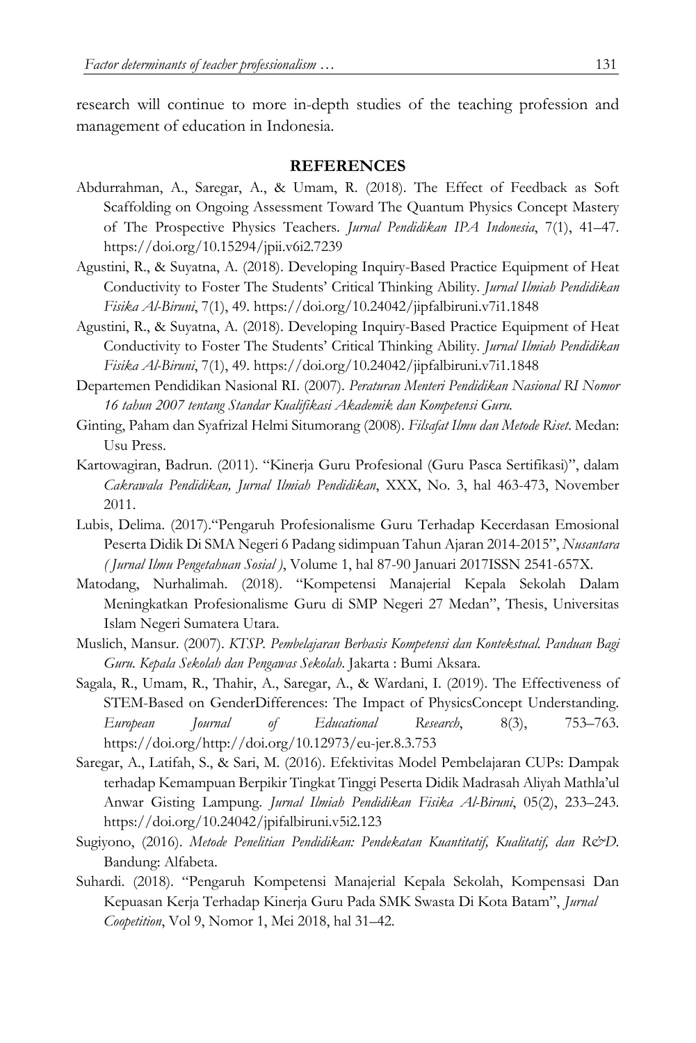research will continue to more in-depth studies of the teaching profession and management of education in Indonesia.

## REFERENCES

Abdurrahman, A., Saregar, A., & Umam, R. (2018). The Effect of Feedback as Soft Scaffolding on Ongoing Assessment Toward The Quantum Physics Concept Mastery of The Prospective Physics Teachers. *Jurnal Pendidikan IPA Indonesia*, 7(1), 41–47. https://doi.org/10.15294/jpii.v6i2.7239

Agustini, R., & Suyatna, A. (2018). Developing Inquiry-Based Practice Equipment of Heat Conductivity to Foster The Students' Critical Thinking Ability. *Jurnal Ilmiah Pendidikan Fisika Al-Biruni*, 7(1), 49. https://doi.org/10.24042/jipfalbiruni.v7i1.1848

Agustini, R., & Suyatna, A. (2018). Developing Inquiry-Based Practice Equipment of Heat Conductivity to Foster The Students' Critical Thinking Ability. *Jurnal Ilmiah Pendidikan Fisika Al-Biruni*, 7(1), 49. https://doi.org/10.24042/jipfalbiruni.v7i1.1848

Departemen Pendidikan Nasional RI. (2007). *Peraturan Menteri Pendidikan Nasional RI Nomor 16 tahun 2007 tentang Standar Kualifikasi Akademik dan Kompetensi Guru.*

Ginting, Paham dan Syafrizal Helmi Situmorang (2008). *Filsafat Ilmu dan Metode Riset*. Medan: Usu Press.

Kartowagiran, Badrun. (2011). "Kinerja Guru Profesional (Guru Pasca Sertifikasi)", dalam *Cakrawala Pendidikan, Jurnal Ilmiah Pendidikan*, XXX, No. 3, hal 463-473, November 2011.

Lubis, Delima. (2017)."Pengaruh Profesionalisme Guru Terhadap Kecerdasan Emosional Peserta Didik Di SMA Negeri 6 Padang sidimpuan Tahun Ajaran 2014-2015", *Nusantara ( Jurnal Ilmu Pengetahuan Sosial )*, Volume 1, hal 87-90 Januari 2017ISSN 2541-657X.

Matodang, Nurhalimah. (2018). "Kompetensi Manajerial Kepala Sekolah Dalam Meningkatkan Profesionalisme Guru di SMP Negeri 27 Medan", Thesis, Universitas Islam Negeri Sumatera Utara.

Muslich, Mansur. (2007). *KTSP. Pembelajaran Berbasis Kompetensi dan Kontekstual. Panduan Bagi Guru. Kepala Sekolah dan Pengawas Sekolah*. Jakarta : Bumi Aksara.

Sagala, R., Umam, R., Thahir, A., Saregar, A., & Wardani, I. (2019). The Effectiveness of STEM-Based on GenderDifferences: The Impact of PhysicsConcept Understanding. *European Journal of Educational Research*, 8(3), 753–763. https://doi.org/http://doi.org/10.12973/eu-jer.8.3.753

Saregar, A., Latifah, S., & Sari, M. (2016). Efektivitas Model Pembelajaran CUPs: Dampak terhadap Kemampuan Berpikir Tingkat Tinggi Peserta Didik Madrasah Aliyah Mathla'ul Anwar Gisting Lampung. *Jurnal Ilmiah Pendidikan Fisika Al-Biruni*, 05(2), 233–243. https://doi.org/10.24042/jpifalbiruni.v5i2.123

Sugiyono, (2016). *Metode Penelitian Pendidikan: Pendekatan Kuantitatif, Kualitatif, dan R&D.* Bandung: Alfabeta.

Suhardi. (2018). "Pengaruh Kompetensi Manajerial Kepala Sekolah, Kompensasi Dan Kepuasan Kerja Terhadap Kinerja Guru Pada SMK Swasta Di Kota Batam", *Jurnal Coopetition*, Vol 9, Nomor 1, Mei 2018, hal 31–42.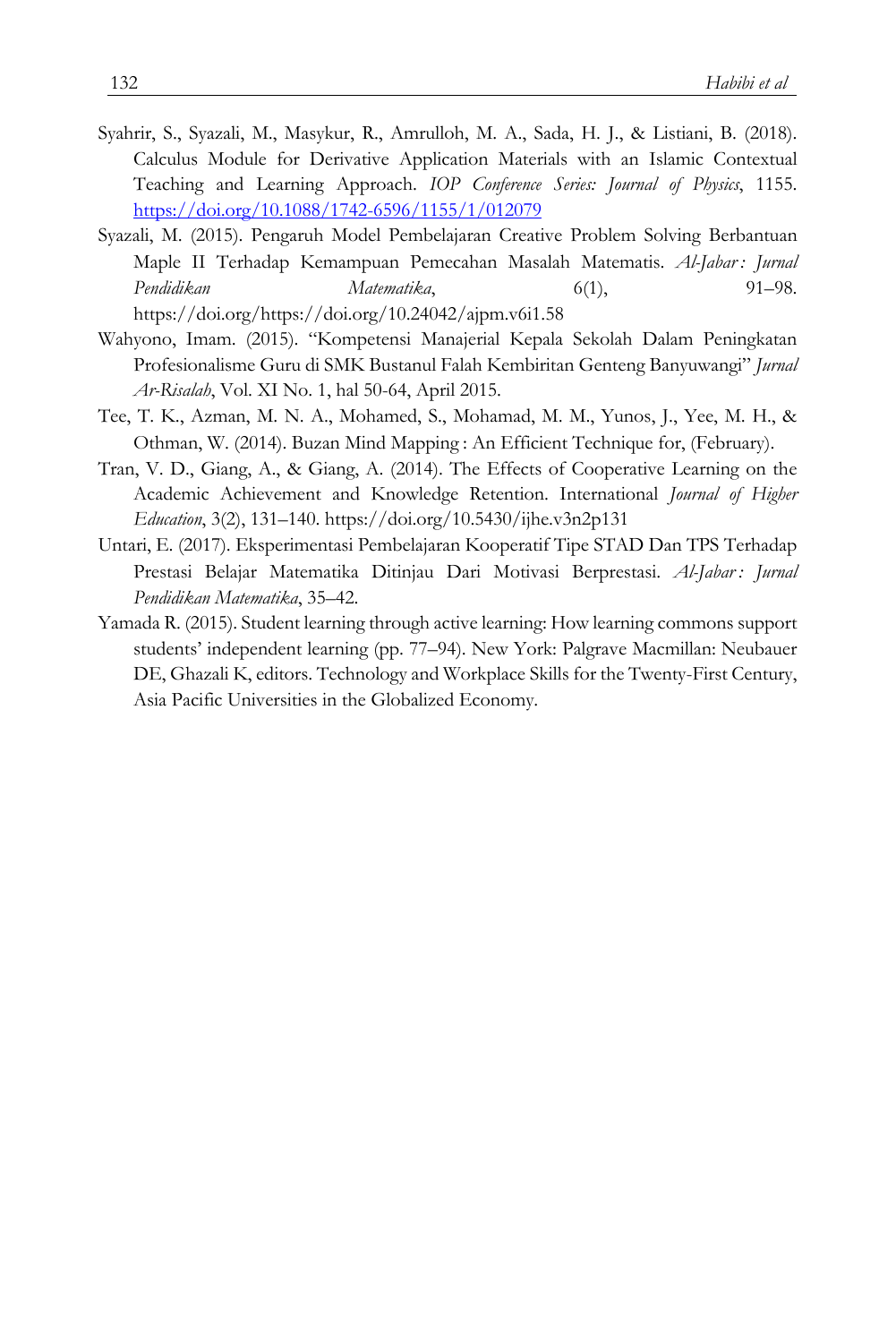Syahrir, S., Syazali, M., Masykur, R., Amrulloh, M. A., Sada, H. J., & Listiani, B. (2018). Calculus Module for Derivative Application Materials with an Islamic Contextual Teaching and Learning Approach. *IOP Conference Series: Journal of Physics*, 1155. https://doi.org/10.1088/1742-6596/1155/1/012079

Syazali, M. (2015). Pengaruh Model Pembelajaran Creative Problem Solving Berbantuan Maple II Terhadap Kemampuan Pemecahan Masalah Matematis. *Al-Jabar : Jurnal Pendidikan Matematika*, 6(1), 91–98. https://doi.org/https://doi.org/10.24042/ajpm.v6i1.58

Wahyono, Imam. (2015). "Kompetensi Manajerial Kepala Sekolah Dalam Peningkatan Profesionalisme Guru di SMK Bustanul Falah Kembiritan Genteng Banyuwangi" *Jurnal Ar-Risalah*, Vol. XI No. 1, hal 50-64, April 2015.

Tee, T. K., Azman, M. N. A., Mohamed, S., Mohamad, M. M., Yunos, J., Yee, M. H., & Othman, W. (2014). Buzan Mind Mapping : An Efficient Technique for, (February).

Tran, V. D., Giang, A., & Giang, A. (2014). The Effects of Cooperative Learning on the Academic Achievement and Knowledge Retention. International *Journal of Higher Education*, 3(2), 131–140. https://doi.org/10.5430/ijhe.v3n2p131

Untari, E. (2017). Eksperimentasi Pembelajaran Kooperatif Tipe STAD Dan TPS Terhadap Prestasi Belajar Matematika Ditinjau Dari Motivasi Berprestasi. *Al-Jabar : Jurnal Pendidikan Matematika*, 35–42.

Yamada R. (2015). Student learning through active learning: How learning commons support students' independent learning (pp. 77–94). New York: Palgrave Macmillan: Neubauer DE, Ghazali K, editors. Technology and Workplace Skills for the Twenty-First Century, Asia Pacific Universities in the Globalized Economy.